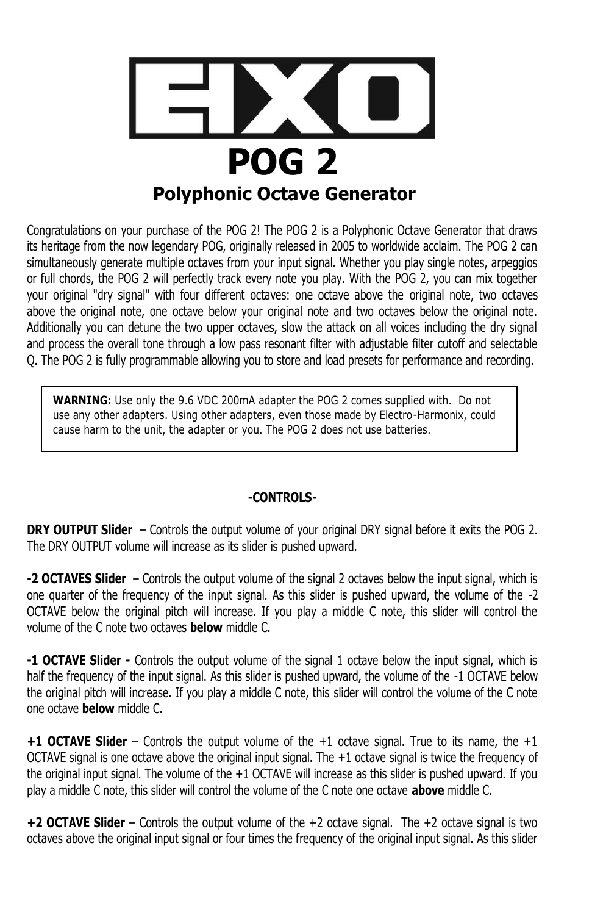# EHX

# POG 2

## Polyphonic Octave Generator

Congratulations on your purchase of the POG 2! The POG 2 is a Polyphonic Octave Generator that draws its heritage from the now legendary POG, originally released in 2005 to worldwide acclaim. The POG 2 can simultaneously generate multiple octaves from your input signal. Whether you play single notes, arpeggios or full chords, the POG 2 will perfectly track every note you play. With the POG 2, you can mix together your original "dry signal" with four different octaves: one octave above the original note, two octaves above the original note, one octave below your original note and two octaves below the original note. Additionally you can detune the two upper octaves, slow the attack on all voices including the dry signal and process the overall tone through a low pass resonant filter with adjustable filter cutoff and selectable Q. The POG 2 is fully programmable allowing you to store and load presets for performance and recording.

> **WARNING:** Use only the 9.6 VDC 200mA adapter the POG 2 comes supplied with. Do not use any other adapters. Using other adapters, even those made by Electro-Harmonix, could cause harm to the unit, the adapter or you. The POG 2 does not use batteries.

### -CONTROLS-

**DRY OUTPUT Slider** – Controls the output volume of your original DRY signal before it exits the POG 2. The DRY OUTPUT volume will increase as its slider is pushed upward.

**-2 OCTAVES Slider** – Controls the output volume of the signal 2 octaves below the input signal, which is one quarter of the frequency of the input signal. As this slider is pushed upward, the volume of the -2 OCTAVE below the original pitch will increase. If you play a middle C note, this slider will control the volume of the C note two octaves **below** middle C.

**-1 OCTAVE Slider -** Controls the output volume of the signal 1 octave below the input signal, which is half the frequency of the input signal. As this slider is pushed upward, the volume of the -1 OCTAVE below the original pitch will increase. If you play a middle C note, this slider will control the volume of the C note one octave **below** middle C.

**+1 OCTAVE Slider** – Controls the output volume of the +1 octave signal. True to its name, the +1 OCTAVE signal is one octave above the original input signal. The +1 octave signal is twice the frequency of the original input signal. The volume of the +1 OCTAVE will increase as this slider is pushed upward. If you play a middle C note, this slider will control the volume of the C note one octave **above** middle C.

**+2 OCTAVE Slider** – Controls the output volume of the +2 octave signal. The +2 octave signal is two octaves above the original input signal or four times the frequency of the original input signal. As this slider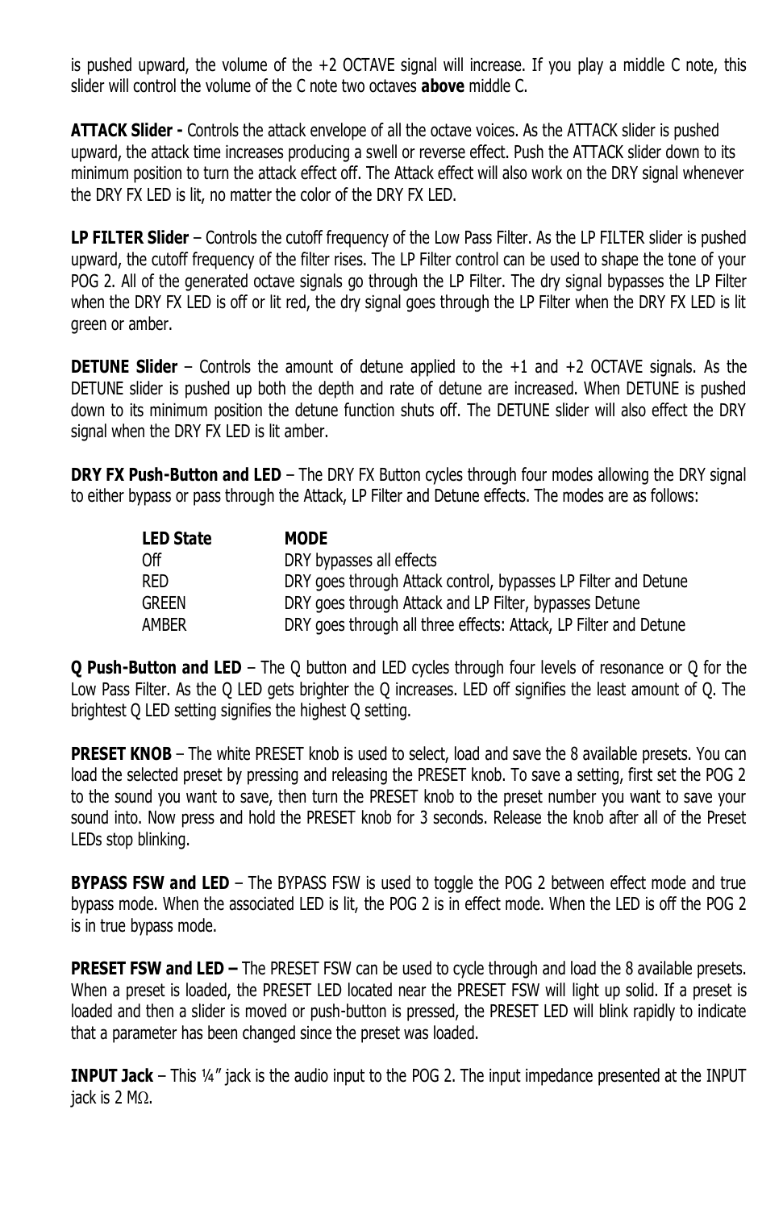is pushed upward, the volume of the +2 OCTAVE signal will increase. If you play a middle C note, this slider will control the volume of the C note two octaves **above** middle C.

**ATTACK Slider -** Controls the attack envelope of all the octave voices. As the ATTACK slider is pushed upward, the attack time increases producing a swell or reverse effect. Push the ATTACK slider down to its minimum position to turn the attack effect off. The Attack effect will also work on the DRY signal whenever the DRY FX LED is lit, no matter the color of the DRY FX LED.

**LP FILTER Slider** – Controls the cutoff frequency of the Low Pass Filter. As the LP FILTER slider is pushed upward, the cutoff frequency of the filter rises. The LP Filter control can be used to shape the tone of your POG 2. All of the generated octave signals go through the LP Filter. The dry signal bypasses the LP Filter when the DRY FX LED is off or lit red, the dry signal goes through the LP Filter when the DRY FX LED is lit green or amber.

**DETUNE Slider** – Controls the amount of detune applied to the +1 and +2 OCTAVE signals. As the DETUNE slider is pushed up both the depth and rate of detune are increased. When DETUNE is pushed down to its minimum position the detune function shuts off. The DETUNE slider will also effect the DRY signal when the DRY FX LED is lit amber.

**DRY FX Push-Button and LED** – The DRY FX Button cycles through four modes allowing the DRY signal to either bypass or pass through the Attack, LP Filter and Detune effects. The modes are as follows:

| LED State | MODE |
|---|---|
| Off | DRY bypasses all effects |
| RED | DRY goes through Attack control, bypasses LP Filter and Detune |
| GREEN | DRY goes through Attack and LP Filter, bypasses Detune |
| AMBER | DRY goes through all three effects: Attack, LP Filter and Detune |

**Q Push-Button and LED** – The Q button and LED cycles through four levels of resonance or Q for the Low Pass Filter. As the Q LED gets brighter the Q increases. LED off signifies the least amount of Q. The brightest Q LED setting signifies the highest Q setting.

**PRESET KNOB** – The white PRESET knob is used to select, load and save the 8 available presets. You can load the selected preset by pressing and releasing the PRESET knob. To save a setting, first set the POG 2 to the sound you want to save, then turn the PRESET knob to the preset number you want to save your sound into. Now press and hold the PRESET knob for 3 seconds. Release the knob after all of the Preset LEDs stop blinking.

**BYPASS FSW and LED** – The BYPASS FSW is used to toggle the POG 2 between effect mode and true bypass mode. When the associated LED is lit, the POG 2 is in effect mode. When the LED is off the POG 2 is in true bypass mode.

**PRESET FSW and LED –** The PRESET FSW can be used to cycle through and load the 8 available presets. When a preset is loaded, the PRESET LED located near the PRESET FSW will light up solid. If a preset is loaded and then a slider is moved or push-button is pressed, the PRESET LED will blink rapidly to indicate that a parameter has been changed since the preset was loaded.

**INPUT Jack** – This ¼" jack is the audio input to the POG 2. The input impedance presented at the INPUT jack is 2 MΩ.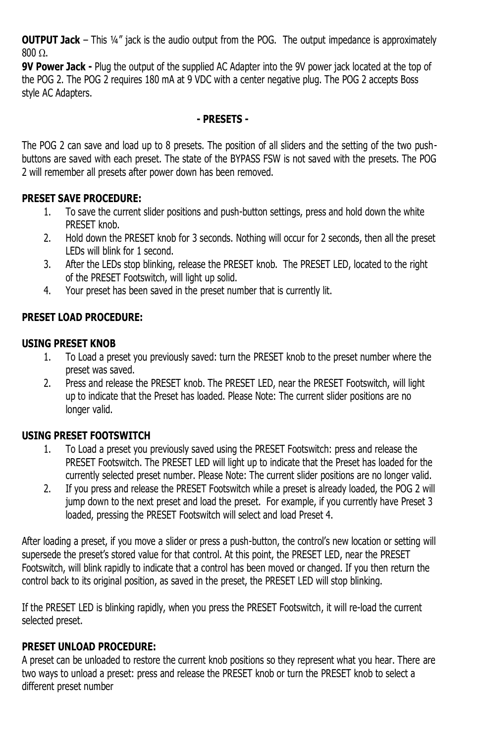**OUTPUT Jack** – This ¼" jack is the audio output from the POG. The output impedance is approximately 800 Ω.

**9V Power Jack -** Plug the output of the supplied AC Adapter into the 9V power jack located at the top of the POG 2. The POG 2 requires 180 mA at 9 VDC with a center negative plug. The POG 2 accepts Boss style AC Adapters.

## - PRESETS -

The POG 2 can save and load up to 8 presets. The position of all sliders and the setting of the two push-buttons are saved with each preset. The state of the BYPASS FSW is not saved with the presets. The POG 2 will remember all presets after power down has been removed.

**PRESET SAVE PROCEDURE:**

1. To save the current slider positions and push-button settings, press and hold down the white PRESET knob.
2. Hold down the PRESET knob for 3 seconds. Nothing will occur for 2 seconds, then all the preset LEDs will blink for 1 second.
3. After the LEDs stop blinking, release the PRESET knob. The PRESET LED, located to the right of the PRESET Footswitch, will light up solid.
4. Your preset has been saved in the preset number that is currently lit.

**PRESET LOAD PROCEDURE:**

**USING PRESET KNOB**

1. To Load a preset you previously saved: turn the PRESET knob to the preset number where the preset was saved.
2. Press and release the PRESET knob. The PRESET LED, near the PRESET Footswitch, will light up to indicate that the Preset has loaded. Please Note: The current slider positions are no longer valid.

**USING PRESET FOOTSWITCH**

1. To Load a preset you previously saved using the PRESET Footswitch: press and release the PRESET Footswitch. The PRESET LED will light up to indicate that the Preset has loaded for the currently selected preset number. Please Note: The current slider positions are no longer valid.
2. If you press and release the PRESET Footswitch while a preset is already loaded, the POG 2 will jump down to the next preset and load the preset. For example, if you currently have Preset 3 loaded, pressing the PRESET Footswitch will select and load Preset 4.

After loading a preset, if you move a slider or press a push-button, the control's new location or setting will supersede the preset's stored value for that control. At this point, the PRESET LED, near the PRESET Footswitch, will blink rapidly to indicate that a control has been moved or changed. If you then return the control back to its original position, as saved in the preset, the PRESET LED will stop blinking.

If the PRESET LED is blinking rapidly, when you press the PRESET Footswitch, it will re-load the current selected preset.

**PRESET UNLOAD PROCEDURE:**

A preset can be unloaded to restore the current knob positions so they represent what you hear. There are two ways to unload a preset: press and release the PRESET knob or turn the PRESET knob to select a different preset number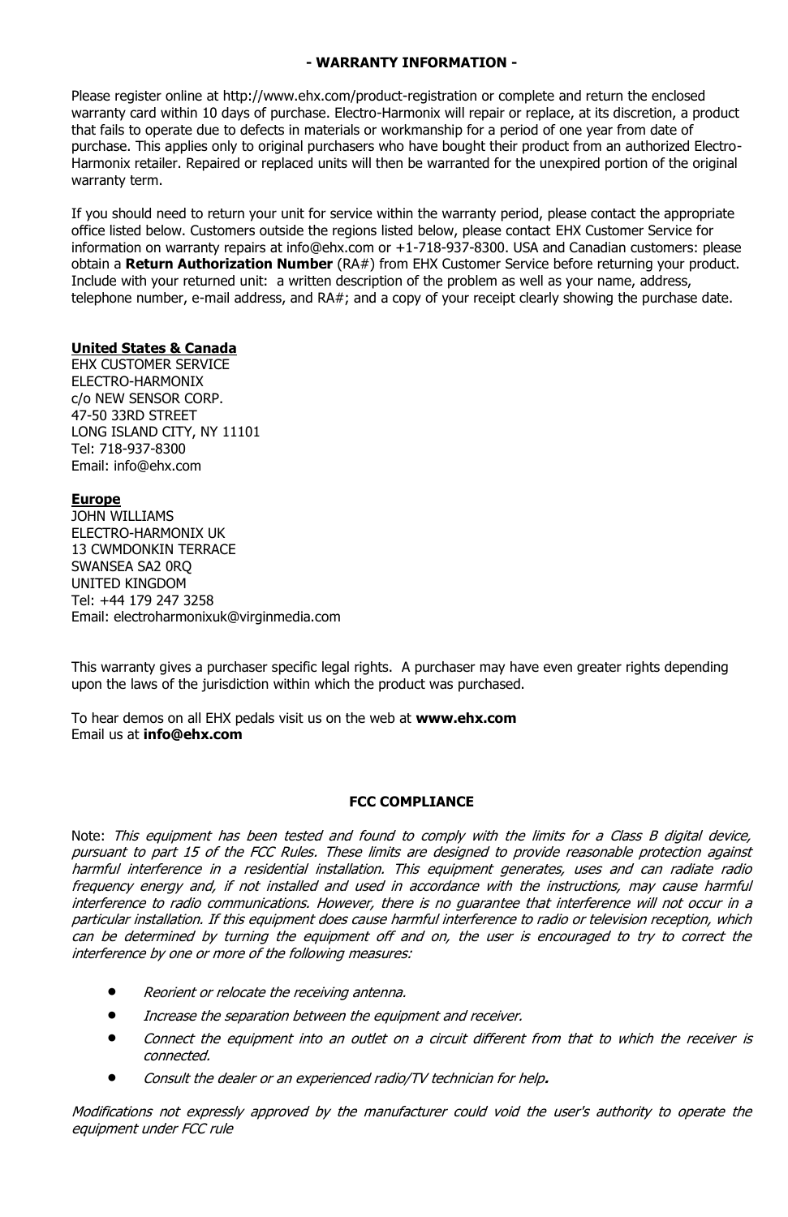## - WARRANTY INFORMATION -

Please register online at http://www.ehx.com/product-registration or complete and return the enclosed warranty card within 10 days of purchase. Electro-Harmonix will repair or replace, at its discretion, a product that fails to operate due to defects in materials or workmanship for a period of one year from date of purchase. This applies only to original purchasers who have bought their product from an authorized Electro-Harmonix retailer. Repaired or replaced units will then be warranted for the unexpired portion of the original warranty term.

If you should need to return your unit for service within the warranty period, please contact the appropriate office listed below. Customers outside the regions listed below, please contact EHX Customer Service for information on warranty repairs at info@ehx.com or +1-718-937-8300. USA and Canadian customers: please obtain a **Return Authorization Number** (RA#) from EHX Customer Service before returning your product. Include with your returned unit: a written description of the problem as well as your name, address, telephone number, e-mail address, and RA#; and a copy of your receipt clearly showing the purchase date.

**United States & Canada**
EHX CUSTOMER SERVICE
ELECTRO-HARMONIX
c/o NEW SENSOR CORP.
47-50 33RD STREET
LONG ISLAND CITY, NY 11101
Tel: 718-937-8300
Email: info@ehx.com

**Europe**
JOHN WILLIAMS
ELECTRO-HARMONIX UK
13 CWMDONKIN TERRACE
SWANSEA SA2 0RQ
UNITED KINGDOM
Tel: +44 179 247 3258
Email: electroharmonixuk@virginmedia.com

This warranty gives a purchaser specific legal rights. A purchaser may have even greater rights depending upon the laws of the jurisdiction within which the product was purchased.

To hear demos on all EHX pedals visit us on the web at **www.ehx.com**
Email us at **info@ehx.com**

## FCC COMPLIANCE

Note: *This equipment has been tested and found to comply with the limits for a Class B digital device, pursuant to part 15 of the FCC Rules. These limits are designed to provide reasonable protection against harmful interference in a residential installation. This equipment generates, uses and can radiate radio frequency energy and, if not installed and used in accordance with the instructions, may cause harmful interference to radio communications. However, there is no guarantee that interference will not occur in a particular installation. If this equipment does cause harmful interference to radio or television reception, which can be determined by turning the equipment off and on, the user is encouraged to try to correct the interference by one or more of the following measures:*

- *Reorient or relocate the receiving antenna.*
- *Increase the separation between the equipment and receiver.*
- *Connect the equipment into an outlet on a circuit different from that to which the receiver is connected.*
- *Consult the dealer or an experienced radio/TV technician for help.*

*Modifications not expressly approved by the manufacturer could void the user's authority to operate the equipment under FCC rule*